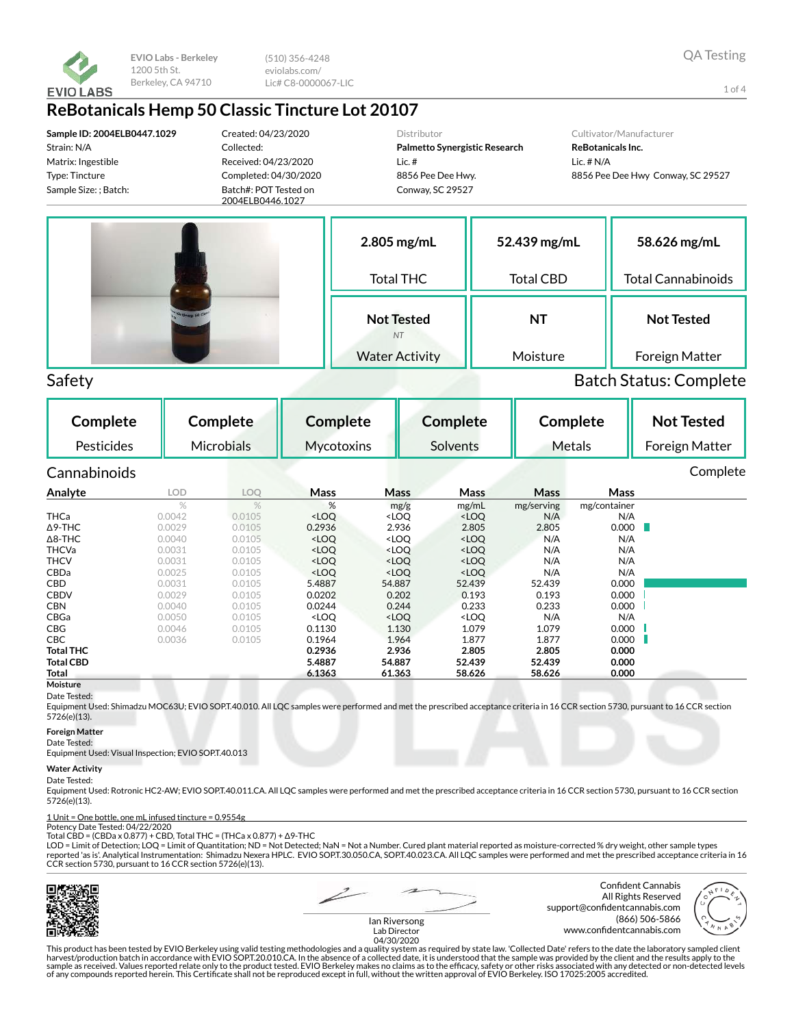EVIO Labs - Berkeley
1200 5th St.
Berkeley, CA 94710

(510) 356-4248
eviolabs.com/
Lic# C8-0000067-LIC

QA Testing

# ReBotanicals Hemp 50 Classic Tincture Lot 20107

**Sample ID: 2004ELB0447.1029**
Strain: N/A
Matrix: Ingestible
Type: Tincture
Sample Size: ; Batch:

Created: 04/23/2020
Collected:
Received: 04/23/2020
Completed: 04/30/2020
Batch#: POT Tested on 2004ELB0446.1027

Distributor
**Palmetto Synergistic Research**
Lic. #
8856 Pee Dee Hwy.
Conway, SC 29527

Cultivator/Manufacturer
**ReBotanicals Inc.**
Lic. # N/A
8856 Pee Dee Hwy Conway, SC 29527

| **2.805 mg/mL** | **52.439 mg/mL** | **58.626 mg/mL** |
|---|---|---|
| Total THC | Total CBD | Total Cannabinoids |
| **Not Tested** NT | **NT** | **Not Tested** |
| Water Activity | Moisture | Foreign Matter |

## Safety

Batch Status: Complete

| **Complete** | **Complete** | **Complete** | **Complete** | **Complete** | **Not Tested** |
|---|---|---|---|---|---|
| Pesticides | Microbials | Mycotoxins | Solvents | Metals | Foreign Matter |

## Cannabinoids

Complete

| Analyte | LOD | LOQ | Mass | Mass | Mass | Mass | Mass |
|---|---|---|---|---|---|---|---|
| | % | % | % | mg/g | mg/mL | mg/serving | mg/container |
| THCa | 0.0042 | 0.0105 | <LOQ | <LOQ | <LOQ | N/A | N/A |
| Δ9-THC | 0.0029 | 0.0105 | 0.2936 | 2.936 | 2.805 | 2.805 | 0.000 |
| Δ8-THC | 0.0040 | 0.0105 | <LOQ | <LOQ | <LOQ | N/A | N/A |
| THCVa | 0.0031 | 0.0105 | <LOQ | <LOQ | <LOQ | N/A | N/A |
| THCV | 0.0031 | 0.0105 | <LOQ | <LOQ | <LOQ | N/A | N/A |
| CBDa | 0.0025 | 0.0105 | <LOQ | <LOQ | <LOQ | N/A | N/A |
| CBD | 0.0031 | 0.0105 | 5.4887 | 54.887 | 52.439 | 52.439 | 0.000 |
| CBDV | 0.0029 | 0.0105 | 0.0202 | 0.202 | 0.193 | 0.193 | 0.000 |
| CBN | 0.0040 | 0.0105 | 0.0244 | 0.244 | 0.233 | 0.233 | 0.000 |
| CBGa | 0.0050 | 0.0105 | <LOQ | <LOQ | <LOQ | N/A | N/A |
| CBG | 0.0046 | 0.0105 | 0.1130 | 1.130 | 1.079 | 1.079 | 0.000 |
| CBC | 0.0036 | 0.0105 | 0.1964 | 1.964 | 1.877 | 1.877 | 0.000 |
| **Total THC** | | | **0.2936** | **2.936** | **2.805** | **2.805** | **0.000** |
| **Total CBD** | | | **5.4887** | **54.887** | **52.439** | **52.439** | **0.000** |
| **Total** | | | **6.1363** | **61.363** | **58.626** | **58.626** | **0.000** |

**Moisture**
Date Tested:
Equipment Used: Shimadzu MOC63U; EVIO SOP.T.40.010. All LQC samples were performed and met the prescribed acceptance criteria in 16 CCR section 5730, pursuant to 16 CCR section 5726(e)(13).

**Foreign Matter**
Date Tested:
Equipment Used: Visual Inspection; EVIO SOP.T.40.013

**Water Activity**
Date Tested:
Equipment Used: Rotronic HC2-AW; EVIO SOP.T.40.011.CA. All LQC samples were performed and met the prescribed acceptance criteria in 16 CCR section 5730, pursuant to 16 CCR section 5726(e)(13).

1 Unit = One bottle, one mL infused tincture = 0.9554g
Potency Date Tested: 04/22/2020
Total CBD = (CBDa x 0.877) + CBD, Total THC = (THCa x 0.877) + Δ9-THC
LOD = Limit of Detection; LOQ = Limit of Quantitation; ND = Not Detected; NaN = Not a Number. Cured plant material reported as moisture-corrected % dry weight, other sample types reported 'as is'. Analytical Instrumentation: Shimadzu Nexera HPLC. EVIO SOP.T.30.050.CA, SOP.T.40.023.CA. All LQC samples were performed and met the prescribed acceptance criteria in 16 CCR section 5730, pursuant to 16 CCR section 5726(e)(13).

Ian Riversong
Lab Director
04/30/2020

Confident Cannabis
All Rights Reserved
support@confidentcannabis.com
(866) 506-5866
www.confidentcannabis.com

This product has been tested by EVIO Berkeley using valid testing methodologies and a quality system as required by state law. 'Collected Date' refers to the date the laboratory sample client harvest/production batch in accordance with EVIO SOP.T.20.010.CA. In the absence of a collected date, it is understood that the sample was provided by the client and the results apply to the sample as received. Values reported relate only to the product tested. EVIO Berkeley makes no claims as to the efficacy, safety or other risks associated with any detected or non-detected levels of any compounds reported herein. This Certificate shall not be reproduced except in full, without the written approval of EVIO Berkeley. ISO 17025:2005 accredited.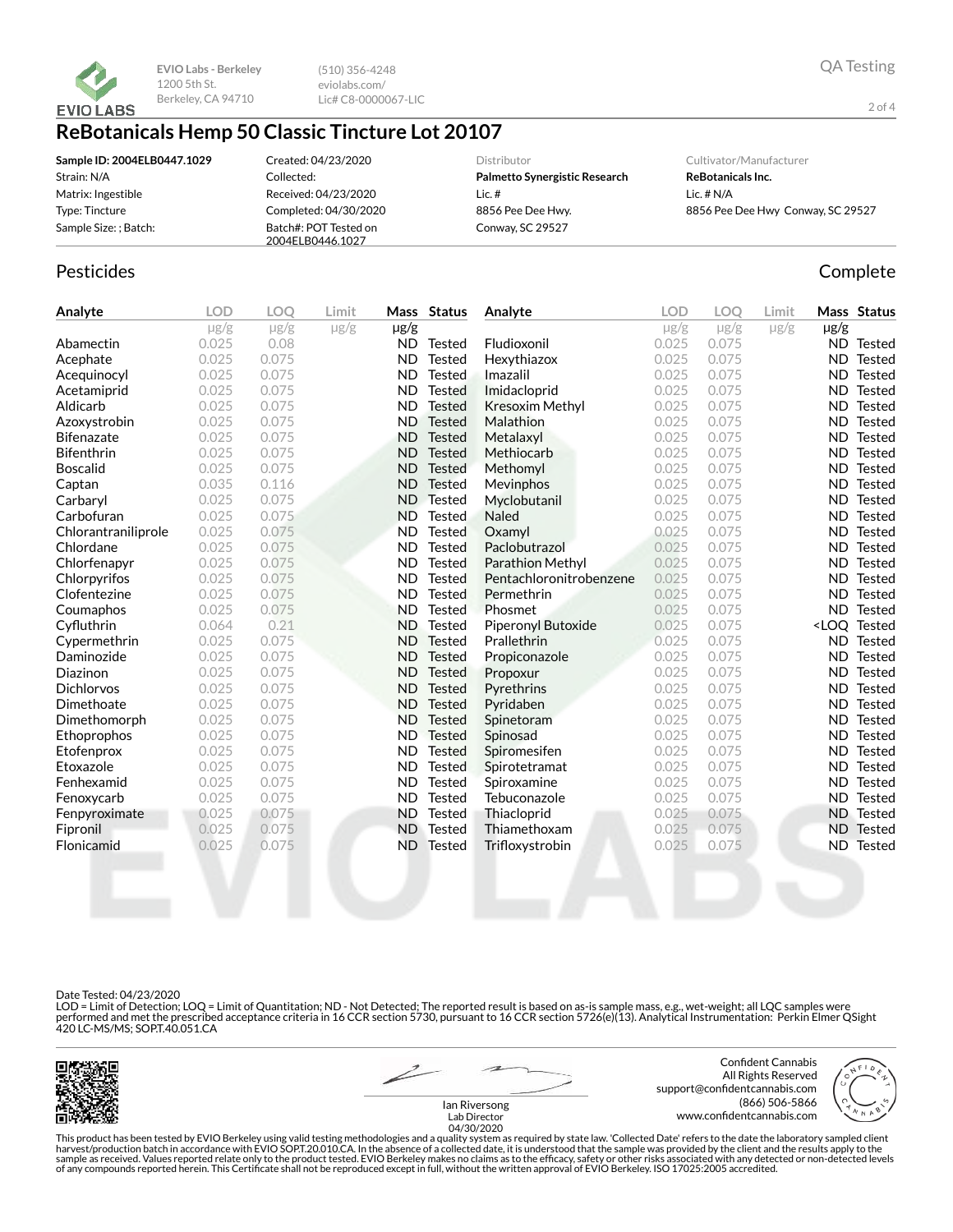EVIO Labs - Berkeley
1200 5th St.
Berkeley, CA 94710

(510) 356-4248
eviolabs.com/
Lic# C8-0000067-LIC

QA Testing

# ReBotanicals Hemp 50 Classic Tincture Lot 20107

| | | | |
|---|---|---|---|
| **Sample ID: 2004ELB0447.1029** | Created: 04/23/2020 | Distributor | Cultivator/Manufacturer |
| Strain: N/A | Collected: | **Palmetto Synergistic Research** | **ReBotanicals Inc.** |
| Matrix: Ingestible | Received: 04/23/2020 | Lic. # | Lic. # N/A |
| Type: Tincture | Completed: 04/30/2020 | 8856 Pee Dee Hwy. | 8856 Pee Dee Hwy Conway, SC 29527 |
| Sample Size: ; Batch: | Batch#: POT Tested on 2004ELB0446.1027 | Conway, SC 29527 | |

## Pesticides

Complete

| Analyte | LOD | LOQ | Limit | Mass | Status | Analyte | LOD | LOQ | Limit | Mass | Status |
|---|---|---|---|---|---|---|---|---|---|---|---|
| | μg/g | μg/g | μg/g | μg/g | | | μg/g | μg/g | μg/g | μg/g | |
| Abamectin | 0.025 | 0.08 | | ND | Tested | Fludioxonil | 0.025 | 0.075 | | ND | Tested |
| Acephate | 0.025 | 0.075 | | ND | Tested | Hexythiazox | 0.025 | 0.075 | | ND | Tested |
| Acequinocyl | 0.025 | 0.075 | | ND | Tested | Imazalil | 0.025 | 0.075 | | ND | Tested |
| Acetamiprid | 0.025 | 0.075 | | ND | Tested | Imidacloprid | 0.025 | 0.075 | | ND | Tested |
| Aldicarb | 0.025 | 0.075 | | ND | Tested | Kresoxim Methyl | 0.025 | 0.075 | | ND | Tested |
| Azoxystrobin | 0.025 | 0.075 | | ND | Tested | Malathion | 0.025 | 0.075 | | ND | Tested |
| Bifenazate | 0.025 | 0.075 | | ND | Tested | Metalaxyl | 0.025 | 0.075 | | ND | Tested |
| Bifenthrin | 0.025 | 0.075 | | ND | Tested | Methiocarb | 0.025 | 0.075 | | ND | Tested |
| Boscalid | 0.025 | 0.075 | | ND | Tested | Methomyl | 0.025 | 0.075 | | ND | Tested |
| Captan | 0.035 | 0.116 | | ND | Tested | Mevinphos | 0.025 | 0.075 | | ND | Tested |
| Carbaryl | 0.025 | 0.075 | | ND | Tested | Myclobutanil | 0.025 | 0.075 | | ND | Tested |
| Carbofuran | 0.025 | 0.075 | | ND | Tested | Naled | 0.025 | 0.075 | | ND | Tested |
| Chlorantraniliprole | 0.025 | 0.075 | | ND | Tested | Oxamyl | 0.025 | 0.075 | | ND | Tested |
| Chlordane | 0.025 | 0.075 | | ND | Tested | Paclobutrazol | 0.025 | 0.075 | | ND | Tested |
| Chlorfenapyr | 0.025 | 0.075 | | ND | Tested | Parathion Methyl | 0.025 | 0.075 | | ND | Tested |
| Chlorpyrifos | 0.025 | 0.075 | | ND | Tested | Pentachloronitrobenzene | 0.025 | 0.075 | | ND | Tested |
| Clofentezine | 0.025 | 0.075 | | ND | Tested | Permethrin | 0.025 | 0.075 | | ND | Tested |
| Coumaphos | 0.025 | 0.075 | | ND | Tested | Phosmet | 0.025 | 0.075 | | ND | Tested |
| Cyfluthrin | 0.064 | 0.21 | | ND | Tested | Piperonyl Butoxide | 0.025 | 0.075 | | <LOQ | Tested |
| Cypermethrin | 0.025 | 0.075 | | ND | Tested | Prallethrin | 0.025 | 0.075 | | ND | Tested |
| Daminozide | 0.025 | 0.075 | | ND | Tested | Propiconazole | 0.025 | 0.075 | | ND | Tested |
| Diazinon | 0.025 | 0.075 | | ND | Tested | Propoxur | 0.025 | 0.075 | | ND | Tested |
| Dichlorvos | 0.025 | 0.075 | | ND | Tested | Pyrethrins | 0.025 | 0.075 | | ND | Tested |
| Dimethoate | 0.025 | 0.075 | | ND | Tested | Pyridaben | 0.025 | 0.075 | | ND | Tested |
| Dimethomorph | 0.025 | 0.075 | | ND | Tested | Spinetoram | 0.025 | 0.075 | | ND | Tested |
| Ethoprophos | 0.025 | 0.075 | | ND | Tested | Spinosad | 0.025 | 0.075 | | ND | Tested |
| Etofenprox | 0.025 | 0.075 | | ND | Tested | Spiromesifen | 0.025 | 0.075 | | ND | Tested |
| Etoxazole | 0.025 | 0.075 | | ND | Tested | Spirotetramat | 0.025 | 0.075 | | ND | Tested |
| Fenhexamid | 0.025 | 0.075 | | ND | Tested | Spiroxamine | 0.025 | 0.075 | | ND | Tested |
| Fenoxycarb | 0.025 | 0.075 | | ND | Tested | Tebuconazole | 0.025 | 0.075 | | ND | Tested |
| Fenpyroximate | 0.025 | 0.075 | | ND | Tested | Thiacloprid | 0.025 | 0.075 | | ND | Tested |
| Fipronil | 0.025 | 0.075 | | ND | Tested | Thiamethoxam | 0.025 | 0.075 | | ND | Tested |
| Flonicamid | 0.025 | 0.075 | | ND | Tested | Trifloxystrobin | 0.025 | 0.075 | | ND | Tested |

Date Tested: 04/23/2020
LOD = Limit of Detection; LOQ = Limit of Quantitation; ND - Not Detected; The reported result is based on as-is sample mass, e.g., wet-weight; all LQC samples were performed and met the prescribed acceptance criteria in 16 CCR section 5730, pursuant to 16 CCR section 5726(e)(13). Analytical Instrumentation: Perkin Elmer QSight 420 LC-MS/MS; SOP.T.40.051.CA

Ian Riversong
Lab Director
04/30/2020

Confident Cannabis
All Rights Reserved
support@confidentcannabis.com
(866) 506-5866
www.confidentcannabis.com

This product has been tested by EVIO Berkeley using valid testing methodologies and a quality system as required by state law. 'Collected Date' refers to the date the laboratory sampled client harvest/production batch in accordance with EVIO SOP.T.20.010.CA. In the absence of a collected date, it is understood that the sample was provided by the client and the results apply to the sample as received. Values reported relate only to the product tested. EVIO Berkeley makes no claims as to the efficacy, safety or other risks associated with any detected or non-detected levels of any compounds reported herein. This Certificate shall not be reproduced except in full, without the written approval of EVIO Berkeley. ISO 17025:2005 accredited.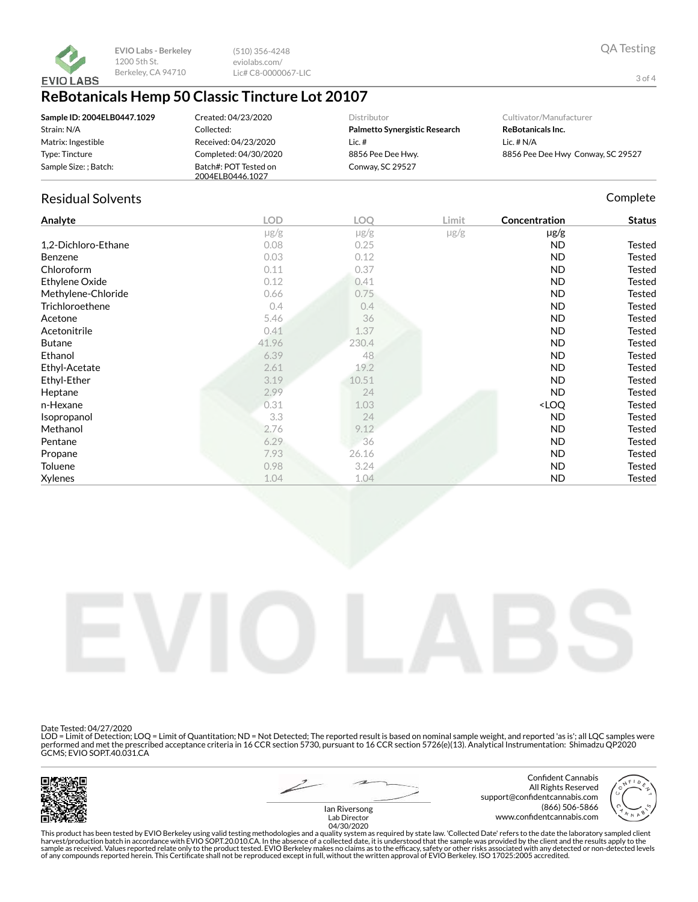EVIO Labs - Berkeley
1200 5th St.
Berkeley, CA 94710

(510) 356-4248
eviolabs.com/
Lic# C8-0000067-LIC

QA Testing

# ReBotanicals Hemp 50 Classic Tincture Lot 20107

| | | | |
|---|---|---|---|
| **Sample ID: 2004ELB0447.1029** | Created: 04/23/2020 | Distributor | Cultivator/Manufacturer |
| Strain: N/A | Collected: | **Palmetto Synergistic Research** | **ReBotanicals Inc.** |
| Matrix: Ingestible | Received: 04/23/2020 | Lic. # | Lic. # N/A |
| Type: Tincture | Completed: 04/30/2020 | 8856 Pee Dee Hwy. | 8856 Pee Dee Hwy Conway, SC 29527 |
| Sample Size: ; Batch: | Batch#: POT Tested on 2004ELB0446.1027 | Conway, SC 29527 | |

## Residual Solvents

Complete

| Analyte | LOD | LOQ | Limit | Concentration | Status |
|---|---|---|---|---|---|
| | µg/g | µg/g | µg/g | µg/g | |
| 1,2-Dichloro-Ethane | 0.08 | 0.25 | | ND | Tested |
| Benzene | 0.03 | 0.12 | | ND | Tested |
| Chloroform | 0.11 | 0.37 | | ND | Tested |
| Ethylene Oxide | 0.12 | 0.41 | | ND | Tested |
| Methylene-Chloride | 0.66 | 0.75 | | ND | Tested |
| Trichloroethene | 0.4 | 0.4 | | ND | Tested |
| Acetone | 5.46 | 36 | | ND | Tested |
| Acetonitrile | 0.41 | 1.37 | | ND | Tested |
| Butane | 41.96 | 230.4 | | ND | Tested |
| Ethanol | 6.39 | 48 | | ND | Tested |
| Ethyl-Acetate | 2.61 | 19.2 | | ND | Tested |
| Ethyl-Ether | 3.19 | 10.51 | | ND | Tested |
| Heptane | 2.99 | 24 | | ND | Tested |
| n-Hexane | 0.31 | 1.03 | | <LOQ | Tested |
| Isopropanol | 3.3 | 24 | | ND | Tested |
| Methanol | 2.76 | 9.12 | | ND | Tested |
| Pentane | 6.29 | 36 | | ND | Tested |
| Propane | 7.93 | 26.16 | | ND | Tested |
| Toluene | 0.98 | 3.24 | | ND | Tested |
| Xylenes | 1.04 | 1.04 | | ND | Tested |

Date Tested: 04/27/2020
LOD = Limit of Detection; LOQ = Limit of Quantitation; ND = Not Detected; The reported result is based on nominal sample weight, and reported 'as is'; all LQC samples were performed and met the prescribed acceptance criteria in 16 CCR section 5730, pursuant to 16 CCR section 5726(e)(13). Analytical Instrumentation: Shimadzu QP2020 GCMS; EVIO SOPT.40.031.CA

Ian Riversong
Lab Director
04/30/2020

Confident Cannabis
All Rights Reserved
support@confidentcannabis.com
(866) 506-5866
www.confidentcannabis.com

This product has been tested by EVIO Berkeley using valid testing methodologies and a quality system as required by state law. 'Collected Date' refers to the date the laboratory sampled client harvest/production batch in accordance with EVIO SOPT.20.010.CA. In the absence of a collected date, it is understood that the sample was provided by the client and the results apply to the sample as received. Values reported relate only to the product tested. EVIO Berkeley makes no claims as to the efficacy, safety or other risks associated with any detected or non-detected levels of any compounds reported herein. This Certificate shall not be reproduced except in full, without the written approval of EVIO Berkeley. ISO 17025:2005 accredited.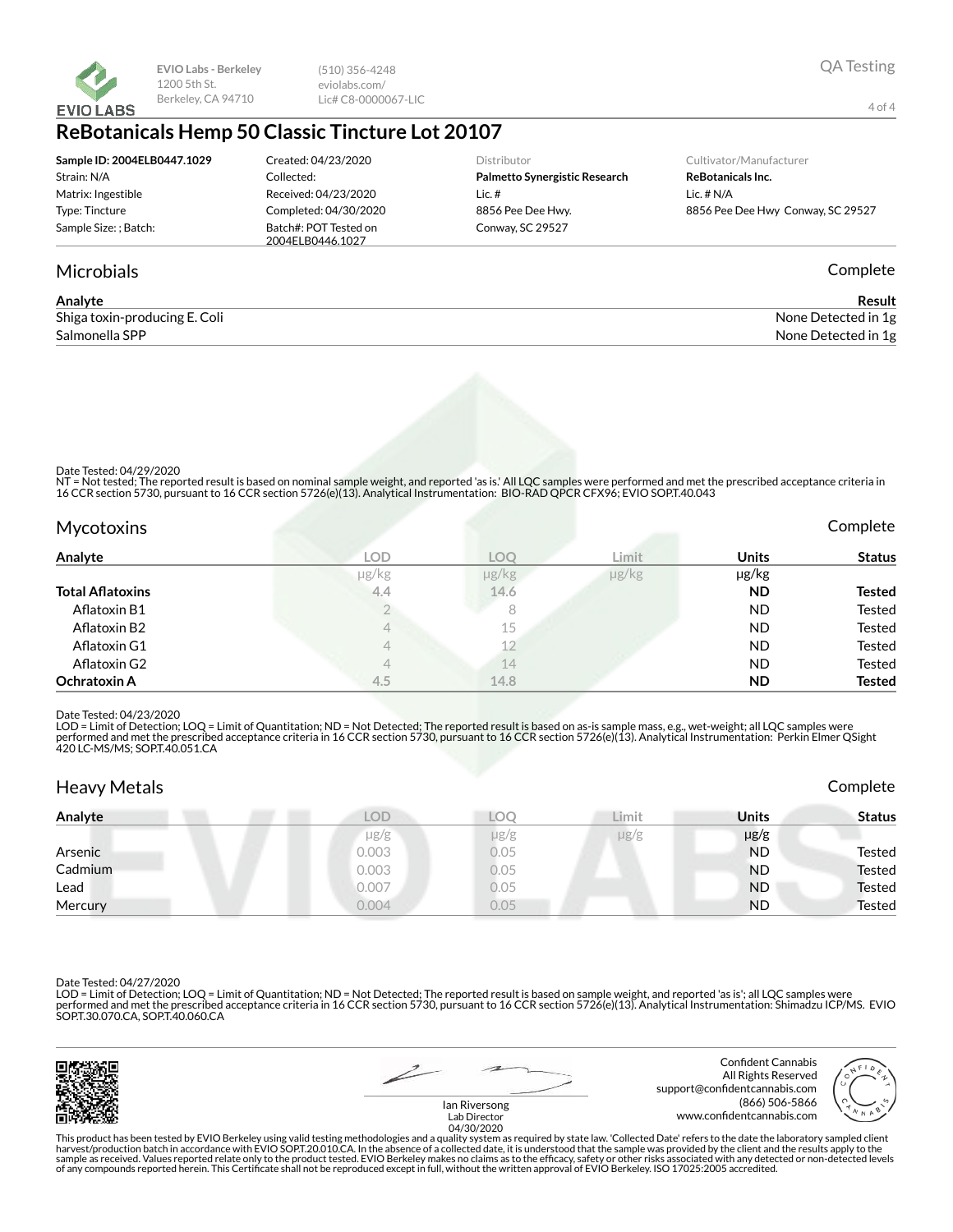EVIO Labs - Berkeley
1200 5th St.
Berkeley, CA 94710

(510) 356-4248
eviolabs.com/
Lic# C8-0000067-LIC

QA Testing

# ReBotanicals Hemp 50 Classic Tincture Lot 20107

| | | | |
|---|---|---|---|
| **Sample ID: 2004ELB0447.1029** | Created: 04/23/2020 | Distributor | Cultivator/Manufacturer |
| Strain: N/A | Collected: | **Palmetto Synergistic Research** | **ReBotanicals Inc.** |
| Matrix: Ingestible | Received: 04/23/2020 | Lic. # | Lic. # N/A |
| Type: Tincture | Completed: 04/30/2020 | 8856 Pee Dee Hwy. | 8856 Pee Dee Hwy Conway, SC 29527 |
| Sample Size: ; Batch: | Batch#: POT Tested on 2004ELB0446.1027 | Conway, SC 29527 | |

## Microbials

Complete

| Analyte | Result |
|---|---|
| Shiga toxin-producing E. Coli | None Detected in 1g |
| Salmonella SPP | None Detected in 1g |

Date Tested: 04/29/2020
NT = Not tested; The reported result is based on nominal sample weight, and reported 'as is.' All LQC samples were performed and met the prescribed acceptance criteria in 16 CCR section 5730, pursuant to 16 CCR section 5726(e)(13). Analytical Instrumentation: BIO-RAD QPCR CFX96; EVIO SOP.T.40.043

## Mycotoxins

Complete

| Analyte | LOD | LOQ | Limit | Units | Status |
|---|---|---|---|---|---|
| | µg/kg | µg/kg | µg/kg | µg/kg | |
| **Total Aflatoxins** | 4.4 | 14.6 | | **ND** | **Tested** |
| Aflatoxin B1 | 2 | 8 | | ND | Tested |
| Aflatoxin B2 | 4 | 15 | | ND | Tested |
| Aflatoxin G1 | 4 | 12 | | ND | Tested |
| Aflatoxin G2 | 4 | 14 | | ND | Tested |
| **Ochratoxin A** | 4.5 | 14.8 | | **ND** | **Tested** |

Date Tested: 04/23/2020
LOD = Limit of Detection; LOQ = Limit of Quantitation; ND = Not Detected; The reported result is based on as-is sample mass, e.g., wet-weight; all LQC samples were performed and met the prescribed acceptance criteria in 16 CCR section 5730, pursuant to 16 CCR section 5726(e)(13). Analytical Instrumentation: Perkin Elmer QSight 420 LC-MS/MS; SOP.T.40.051.CA

## Heavy Metals

Complete

| Analyte | LOD | LOQ | Limit | Units | Status |
|---|---|---|---|---|---|
| | µg/g | µg/g | µg/g | µg/g | |
| Arsenic | 0.003 | 0.05 | | ND | Tested |
| Cadmium | 0.003 | 0.05 | | ND | Tested |
| Lead | 0.007 | 0.05 | | ND | Tested |
| Mercury | 0.004 | 0.05 | | ND | Tested |

Date Tested: 04/27/2020
LOD = Limit of Detection; LOQ = Limit of Quantitation; ND = Not Detected; The reported result is based on sample weight, and reported 'as is'; all LQC samples were performed and met the prescribed acceptance criteria in 16 CCR section 5730, pursuant to 16 CCR section 5726(e)(13). Analytical Instrumentation: Shimadzu ICP/MS. EVIO SOP.T.30.070.CA, SOP.T.40.060.CA

Ian Riversong
Lab Director
04/30/2020

Confident Cannabis
All Rights Reserved
support@confidentcannabis.com
(866) 506-5866
www.confidentcannabis.com

This product has been tested by EVIO Berkeley using valid testing methodologies and a quality system as required by state law. 'Collected Date' refers to the date the laboratory sampled client harvest/production batch in accordance with EVIO SOP.T.20.010.CA. In the absence of a collected date, it is understood that the sample was provided by the client and the results apply to the sample as received. Values reported relate only to the product tested. EVIO Berkeley makes no claims as to the efficacy, safety or other risks associated with any detected or non-detected levels of any compounds reported herein. This Certificate shall not be reproduced except in full, without the written approval of EVIO Berkeley. ISO 17025:2005 accredited.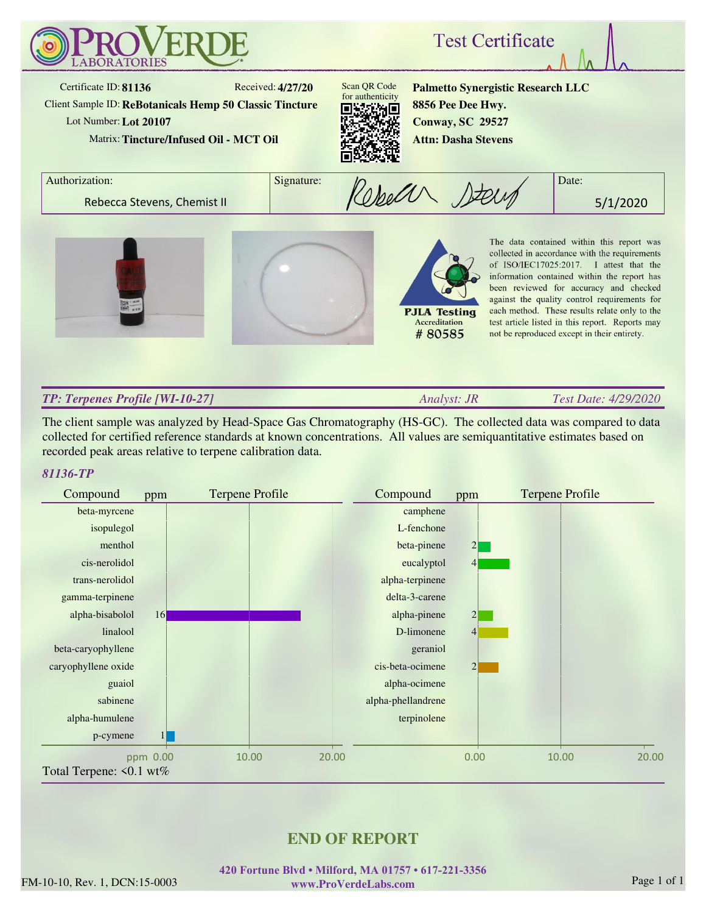# Test Certificate

**PROVERDE LABORATORIES**

Certificate ID: **81136**  Received: **4/27/20**

Client Sample ID: **ReBotanicals Hemp 50 Classic Tincture**

Lot Number: **Lot 20107**

Matrix: **Tincture/Infused Oil - MCT Oil**

Scan QR Code for authenticity

**Palmetto Synergistic Research LLC**
**8856 Pee Dee Hwy.**
**Conway, SC 29527**
**Attn: Dasha Stevens**

| Authorization: | Signature: | Date: |
|---|---|---|
| Rebecca Stevens, Chemist II | | 5/1/2020 |

PJLA Testing Accreditation # 80585

The data contained within this report was collected in accordance with the requirements of ISO/IEC17025:2017. I attest that the information contained within the report has been reviewed for accuracy and checked against the quality control requirements for each method. These results relate only to the test article listed in this report. Reports may not be reproduced except in their entirety.

## *TP: Terpenes Profile [WI-10-27]*

*Analyst: JR*  *Test Date: 4/29/2020*

The client sample was analyzed by Head-Space Gas Chromatography (HS-GC). The collected data was compared to data collected for certified reference standards at known concentrations. All values are semiquantitative estimates based on recorded peak areas relative to terpene calibration data.

### *81136-TP*

Compound | ppm | Terpene Profile

beta-myrcene
isopulegol
menthol
cis-nerolidol
trans-nerolidol
gamma-terpinene
alpha-bisabolol 16
linalool
beta-caryophyllene
caryophyllene oxide
guaiol
sabinene
alpha-humulene
p-cymene 1

ppm 0.00 10.00 20.00

Compound | ppm | Terpene Profile

camphene
L-fenchone
beta-pinene 2
eucalyptol 4
alpha-terpinene
delta-3-carene
alpha-pinene 2
D-limonene 4
geraniol
cis-beta-ocimene 2
alpha-ocimene
alpha-phellandrene
terpinolene

0.00 10.00 20.00

Total Terpene: <0.1 wt%

## END OF REPORT

420 Fortune Blvd • Milford, MA 01757 • 617-221-3356
www.ProVerdeLabs.com

FM-10-10, Rev. 1, DCN:15-0003